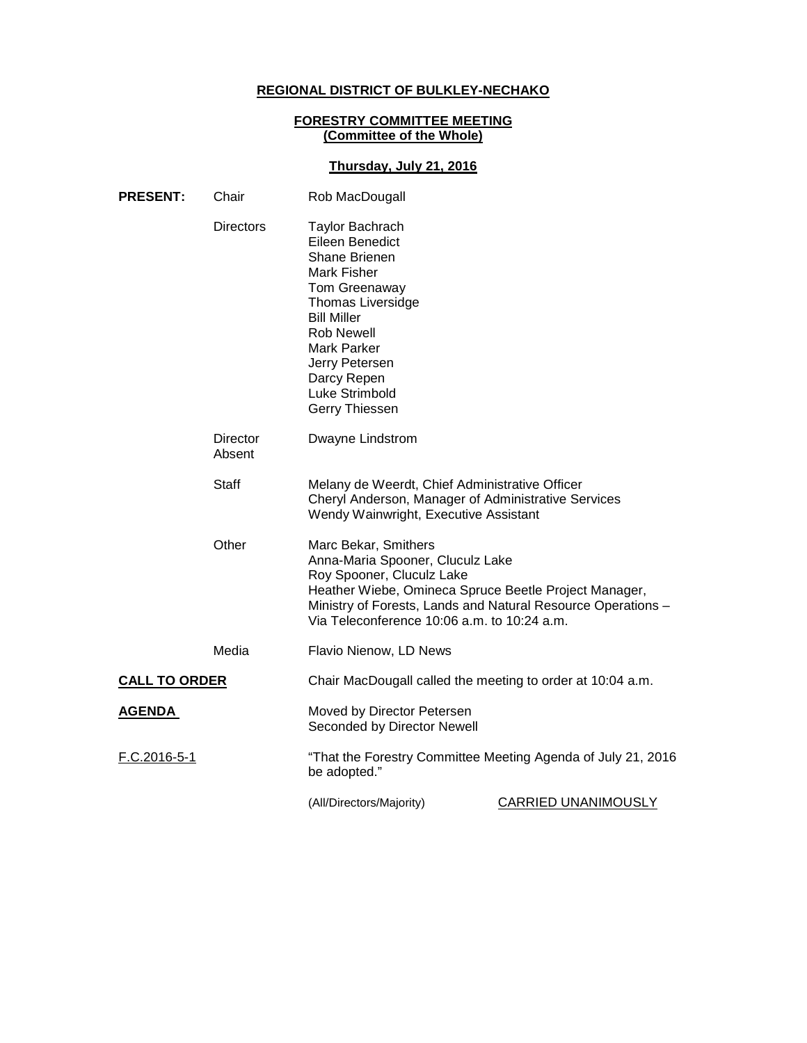**REGIONAL DISTRICT OF BULKLEY-NECHAKO**

**FORESTRY COMMITTEE MEETING**
**(Committee of the Whole)**

**Thursday, July 21, 2016**

| | | |
|---|---|---|
| **PRESENT:** | Chair | Rob MacDougall |
| | Directors | Taylor Bachrach<br>Eileen Benedict<br>Shane Brienen<br>Mark Fisher<br>Tom Greenaway<br>Thomas Liversidge<br>Bill Miller<br>Rob Newell<br>Mark Parker<br>Jerry Petersen<br>Darcy Repen<br>Luke Strimbold<br>Gerry Thiessen |
| | Director Absent | Dwayne Lindstrom |
| | Staff | Melany de Weerdt, Chief Administrative Officer<br>Cheryl Anderson, Manager of Administrative Services<br>Wendy Wainwright, Executive Assistant |
| | Other | Marc Bekar, Smithers<br>Anna-Maria Spooner, Cluculz Lake<br>Roy Spooner, Cluculz Lake<br>Heather Wiebe, Omineca Spruce Beetle Project Manager, Ministry of Forests, Lands and Natural Resource Operations – Via Teleconference 10:06 a.m. to 10:24 a.m. |
| | Media | Flavio Nienow, LD News |

**CALL TO ORDER** — Chair MacDougall called the meeting to order at 10:04 a.m.

**AGENDA** — Moved by Director Petersen
Seconded by Director Newell

F.C.2016-5-1 — "That the Forestry Committee Meeting Agenda of July 21, 2016 be adopted."

(All/Directors/Majority) CARRIED UNANIMOUSLY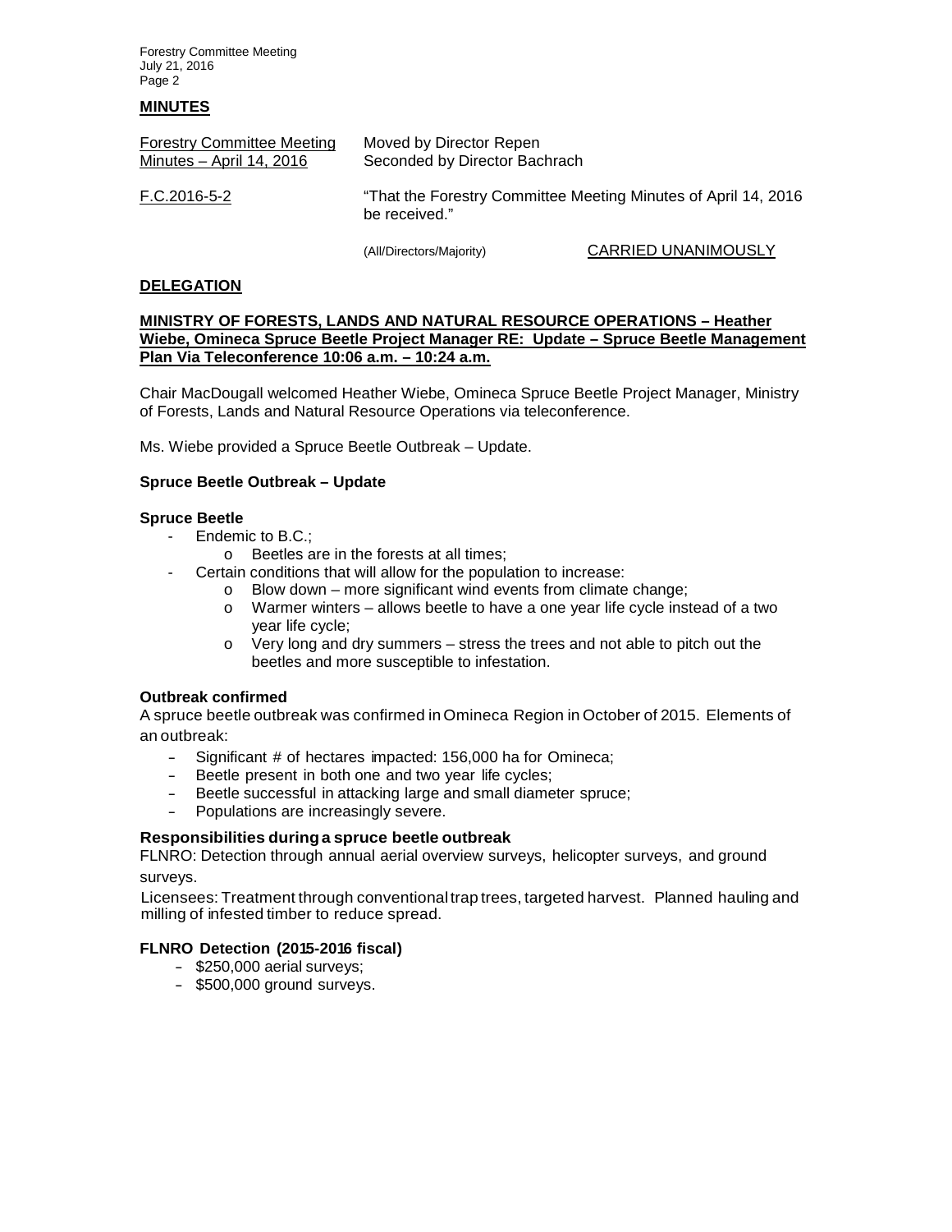## MINUTES

Forestry Committee Meeting Minutes – April 14, 2016

Moved by Director Repen
Seconded by Director Bachrach

F.C.2016-5-2

"That the Forestry Committee Meeting Minutes of April 14, 2016 be received."

(All/Directors/Majority) CARRIED UNANIMOUSLY

## DELEGATION

**MINISTRY OF FORESTS, LANDS AND NATURAL RESOURCE OPERATIONS – Heather Wiebe, Omineca Spruce Beetle Project Manager RE: Update – Spruce Beetle Management Plan Via Teleconference 10:06 a.m. – 10:24 a.m.**

Chair MacDougall welcomed Heather Wiebe, Omineca Spruce Beetle Project Manager, Ministry of Forests, Lands and Natural Resource Operations via teleconference.

Ms. Wiebe provided a Spruce Beetle Outbreak – Update.

### Spruce Beetle Outbreak – Update

**Spruce Beetle**

- Endemic to B.C.;
  - o Beetles are in the forests at all times;
- Certain conditions that will allow for the population to increase:
  - o Blow down – more significant wind events from climate change;
  - o Warmer winters – allows beetle to have a one year life cycle instead of a two year life cycle;
  - o Very long and dry summers – stress the trees and not able to pitch out the beetles and more susceptible to infestation.

**Outbreak confirmed**

A spruce beetle outbreak was confirmed in Omineca Region in October of 2015. Elements of an outbreak:

- Significant # of hectares impacted: 156,000 ha for Omineca;
- Beetle present in both one and two year life cycles;
- Beetle successful in attacking large and small diameter spruce;
- Populations are increasingly severe.

**Responsibilities during a spruce beetle outbreak**

FLNRO: Detection through annual aerial overview surveys, helicopter surveys, and ground surveys.

Licensees: Treatment through conventional trap trees, targeted harvest. Planned hauling and milling of infested timber to reduce spread.

**FLNRO Detection (2015-2016 fiscal)**

- $250,000 aerial surveys;
- $500,000 ground surveys.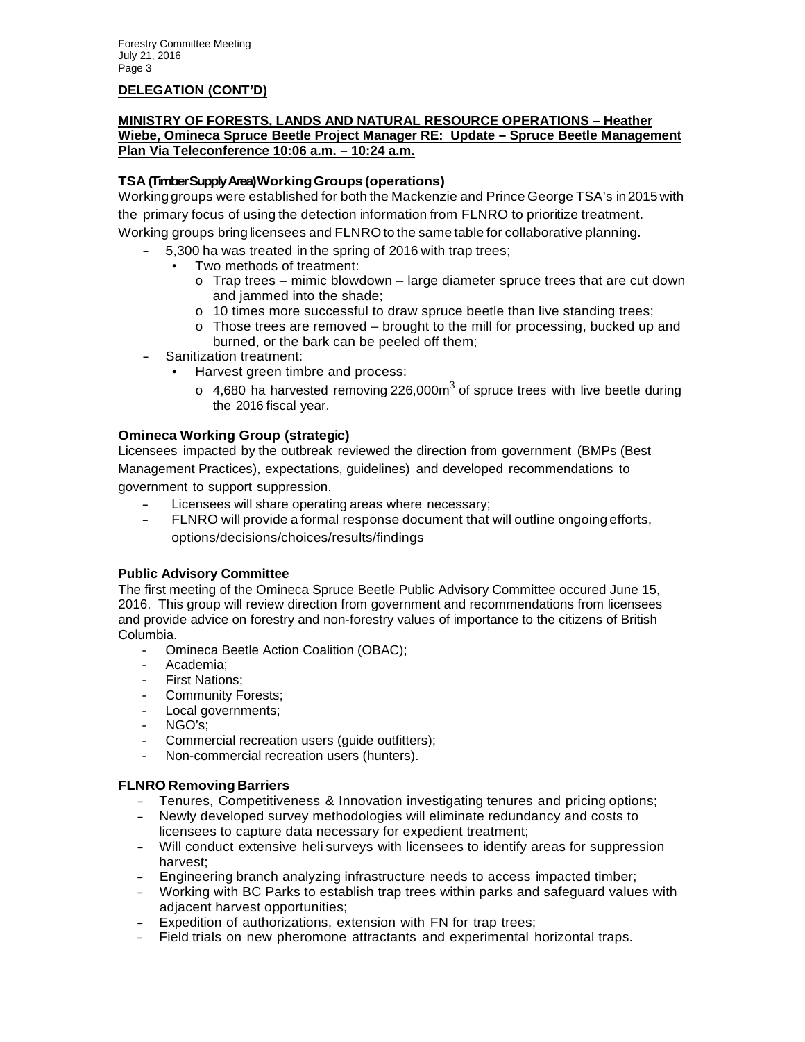**DELEGATION (CONT'D)**

**MINISTRY OF FORESTS, LANDS AND NATURAL RESOURCE OPERATIONS – Heather Wiebe, Omineca Spruce Beetle Project Manager RE: Update – Spruce Beetle Management Plan Via Teleconference 10:06 a.m. – 10:24 a.m.**

**TSA (Timber Supply Area) Working Groups (operations)**

Working groups were established for both the Mackenzie and Prince George TSA's in 2015 with the primary focus of using the detection information from FLNRO to prioritize treatment. Working groups bring licensees and FLNRO to the same table for collaborative planning.

- 5,300 ha was treated in the spring of 2016 with trap trees;
  - Two methods of treatment:
    - Trap trees – mimic blowdown – large diameter spruce trees that are cut down and jammed into the shade;
    - 10 times more successful to draw spruce beetle than live standing trees;
    - Those trees are removed – brought to the mill for processing, bucked up and burned, or the bark can be peeled off them;
- Sanitization treatment:
  - Harvest green timbre and process:
    - 4,680 ha harvested removing 226,000m$^3$ of spruce trees with live beetle during the 2016 fiscal year.

**Omineca Working Group (strategic)**

Licensees impacted by the outbreak reviewed the direction from government (BMPs (Best Management Practices), expectations, guidelines) and developed recommendations to government to support suppression.

- Licensees will share operating areas where necessary;
- FLNRO will provide a formal response document that will outline ongoing efforts, options/decisions/choices/results/findings

**Public Advisory Committee**

The first meeting of the Omineca Spruce Beetle Public Advisory Committee occured June 15, 2016. This group will review direction from government and recommendations from licensees and provide advice on forestry and non-forestry values of importance to the citizens of British Columbia.

- Omineca Beetle Action Coalition (OBAC);
- Academia;
- First Nations;
- Community Forests;
- Local governments;
- NGO's;
- Commercial recreation users (guide outfitters);
- Non-commercial recreation users (hunters).

**FLNRO Removing Barriers**

- Tenures, Competitiveness & Innovation investigating tenures and pricing options;
- Newly developed survey methodologies will eliminate redundancy and costs to licensees to capture data necessary for expedient treatment;
- Will conduct extensive heli surveys with licensees to identify areas for suppression harvest;
- Engineering branch analyzing infrastructure needs to access impacted timber;
- Working with BC Parks to establish trap trees within parks and safeguard values with adjacent harvest opportunities;
- Expedition of authorizations, extension with FN for trap trees;
- Field trials on new pheromone attractants and experimental horizontal traps.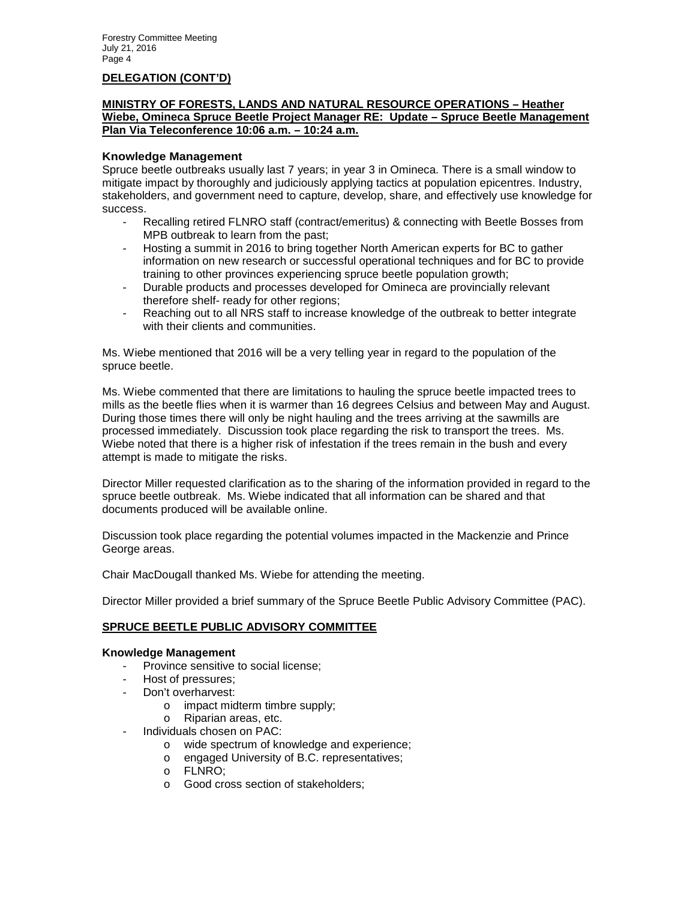**DELEGATION (CONT'D)**

**MINISTRY OF FORESTS, LANDS AND NATURAL RESOURCE OPERATIONS – Heather Wiebe, Omineca Spruce Beetle Project Manager RE: Update – Spruce Beetle Management Plan Via Teleconference 10:06 a.m. – 10:24 a.m.**

**Knowledge Management**

Spruce beetle outbreaks usually last 7 years; in year 3 in Omineca. There is a small window to mitigate impact by thoroughly and judiciously applying tactics at population epicentres. Industry, stakeholders, and government need to capture, develop, share, and effectively use knowledge for success.

- Recalling retired FLNRO staff (contract/emeritus) & connecting with Beetle Bosses from MPB outbreak to learn from the past;
- Hosting a summit in 2016 to bring together North American experts for BC to gather information on new research or successful operational techniques and for BC to provide training to other provinces experiencing spruce beetle population growth;
- Durable products and processes developed for Omineca are provincially relevant therefore shelf- ready for other regions;
- Reaching out to all NRS staff to increase knowledge of the outbreak to better integrate with their clients and communities.

Ms. Wiebe mentioned that 2016 will be a very telling year in regard to the population of the spruce beetle.

Ms. Wiebe commented that there are limitations to hauling the spruce beetle impacted trees to mills as the beetle flies when it is warmer than 16 degrees Celsius and between May and August. During those times there will only be night hauling and the trees arriving at the sawmills are processed immediately. Discussion took place regarding the risk to transport the trees. Ms. Wiebe noted that there is a higher risk of infestation if the trees remain in the bush and every attempt is made to mitigate the risks.

Director Miller requested clarification as to the sharing of the information provided in regard to the spruce beetle outbreak. Ms. Wiebe indicated that all information can be shared and that documents produced will be available online.

Discussion took place regarding the potential volumes impacted in the Mackenzie and Prince George areas.

Chair MacDougall thanked Ms. Wiebe for attending the meeting.

Director Miller provided a brief summary of the Spruce Beetle Public Advisory Committee (PAC).

**SPRUCE BEETLE PUBLIC ADVISORY COMMITTEE**

**Knowledge Management**

- Province sensitive to social license;
- Host of pressures;
- Don't overharvest:
  - impact midterm timbre supply;
  - Riparian areas, etc.
- Individuals chosen on PAC:
  - wide spectrum of knowledge and experience;
  - engaged University of B.C. representatives;
  - FLNRO;
  - Good cross section of stakeholders;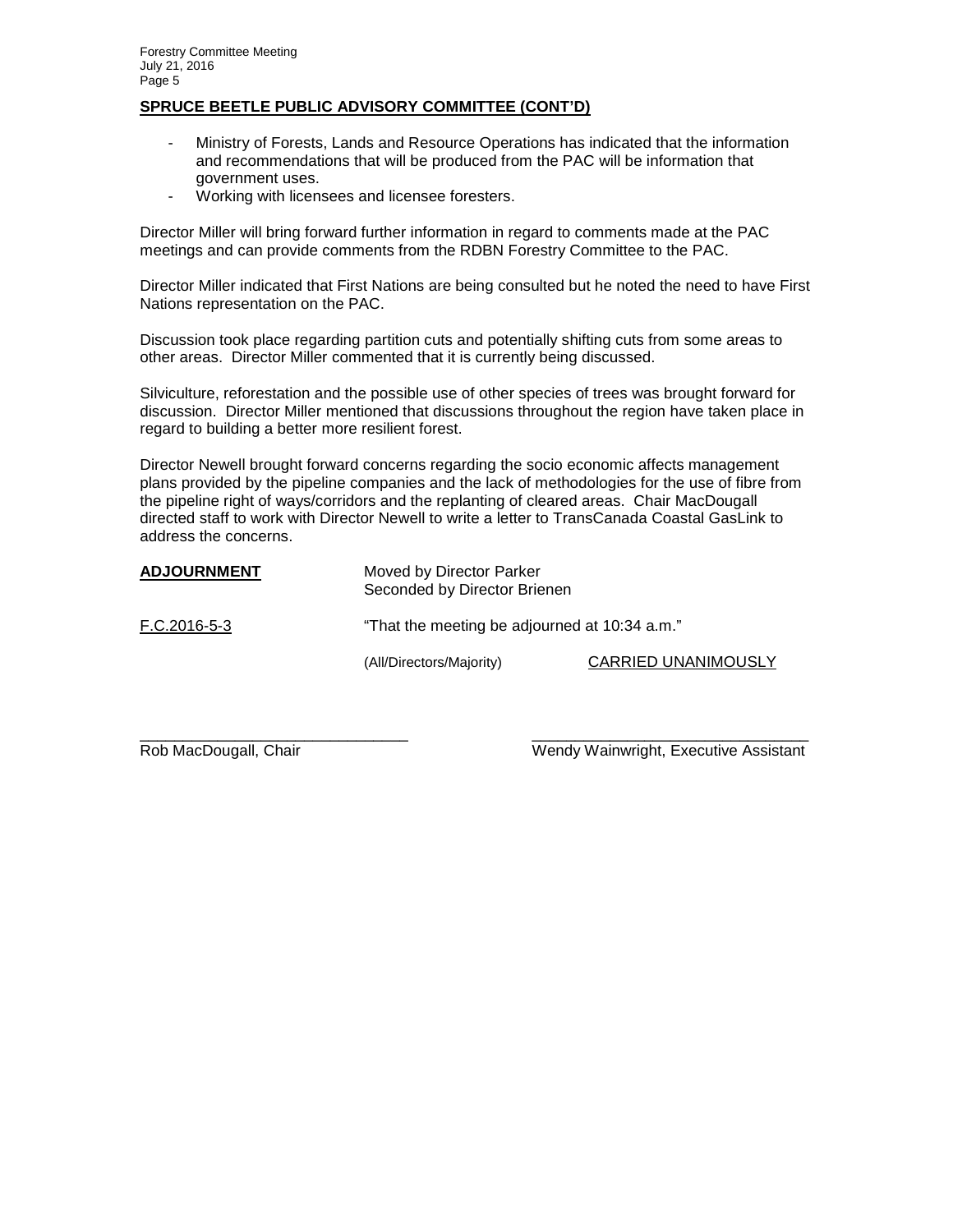## SPRUCE BEETLE PUBLIC ADVISORY COMMITTEE (CONT'D)

- Ministry of Forests, Lands and Resource Operations has indicated that the information and recommendations that will be produced from the PAC will be information that government uses.
- Working with licensees and licensee foresters.

Director Miller will bring forward further information in regard to comments made at the PAC meetings and can provide comments from the RDBN Forestry Committee to the PAC.

Director Miller indicated that First Nations are being consulted but he noted the need to have First Nations representation on the PAC.

Discussion took place regarding partition cuts and potentially shifting cuts from some areas to other areas. Director Miller commented that it is currently being discussed.

Silviculture, reforestation and the possible use of other species of trees was brought forward for discussion. Director Miller mentioned that discussions throughout the region have taken place in regard to building a better more resilient forest.

Director Newell brought forward concerns regarding the socio economic affects management plans provided by the pipeline companies and the lack of methodologies for the use of fibre from the pipeline right of ways/corridors and the replanting of cleared areas. Chair MacDougall directed staff to work with Director Newell to write a letter to TransCanada Coastal GasLink to address the concerns.

**ADJOURNMENT** Moved by Director Parker
Seconded by Director Brienen

F.C.2016-5-3 "That the meeting be adjourned at 10:34 a.m."

(All/Directors/Majority) CARRIED UNANIMOUSLY

______________________________ ______________________________

Rob MacDougall, Chair Wendy Wainwright, Executive Assistant